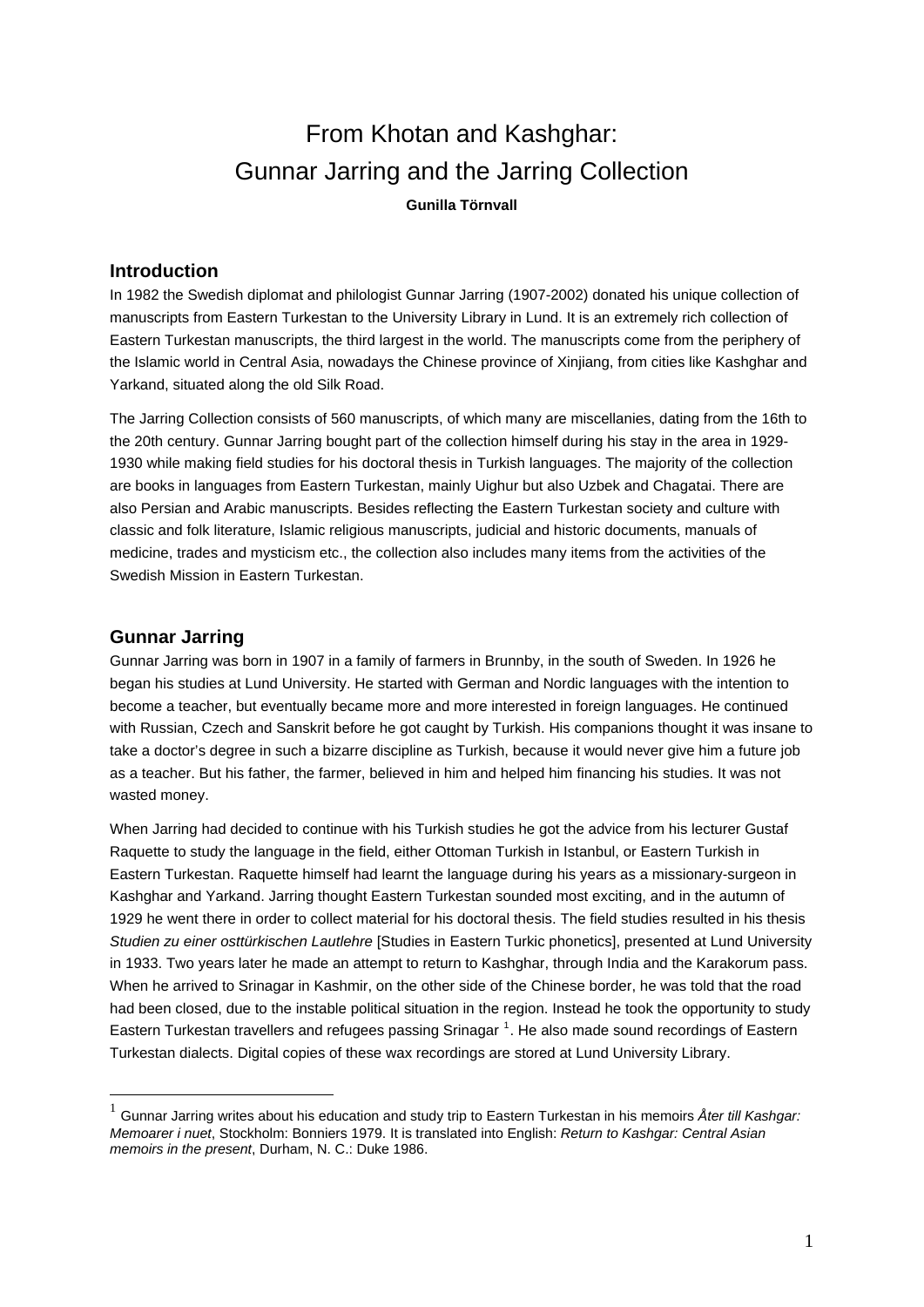# From Khotan and Kashghar: Gunnar Jarring and the Jarring Collection

**Gunilla Törnvall**

## Introduction

In 1982 the Swedish diplomat and philologist Gunnar Jarring (1907-2002) donated his unique collection of manuscripts from Eastern Turkestan to the University Library in Lund. It is an extremely rich collection of Eastern Turkestan manuscripts, the third largest in the world. The manuscripts come from the periphery of the Islamic world in Central Asia, nowadays the Chinese province of Xinjiang, from cities like Kashghar and Yarkand, situated along the old Silk Road.

The Jarring Collection consists of 560 manuscripts, of which many are miscellanies, dating from the 16th to the 20th century. Gunnar Jarring bought part of the collection himself during his stay in the area in 1929-1930 while making field studies for his doctoral thesis in Turkish languages. The majority of the collection are books in languages from Eastern Turkestan, mainly Uighur but also Uzbek and Chagatai. There are also Persian and Arabic manuscripts. Besides reflecting the Eastern Turkestan society and culture with classic and folk literature, Islamic religious manuscripts, judicial and historic documents, manuals of medicine, trades and mysticism etc., the collection also includes many items from the activities of the Swedish Mission in Eastern Turkestan.

## Gunnar Jarring

Gunnar Jarring was born in 1907 in a family of farmers in Brunnby, in the south of Sweden. In 1926 he began his studies at Lund University. He started with German and Nordic languages with the intention to become a teacher, but eventually became more and more interested in foreign languages. He continued with Russian, Czech and Sanskrit before he got caught by Turkish. His companions thought it was insane to take a doctor's degree in such a bizarre discipline as Turkish, because it would never give him a future job as a teacher. But his father, the farmer, believed in him and helped him financing his studies. It was not wasted money.

When Jarring had decided to continue with his Turkish studies he got the advice from his lecturer Gustaf Raquette to study the language in the field, either Ottoman Turkish in Istanbul, or Eastern Turkish in Eastern Turkestan. Raquette himself had learnt the language during his years as a missionary-surgeon in Kashghar and Yarkand. Jarring thought Eastern Turkestan sounded most exciting, and in the autumn of 1929 he went there in order to collect material for his doctoral thesis. The field studies resulted in his thesis *Studien zu einer osttürkischen Lautlehre* [Studies in Eastern Turkic phonetics], presented at Lund University in 1933. Two years later he made an attempt to return to Kashghar, through India and the Karakorum pass. When he arrived to Srinagar in Kashmir, on the other side of the Chinese border, he was told that the road had been closed, due to the instable political situation in the region. Instead he took the opportunity to study Eastern Turkestan travellers and refugees passing Srinagar [1]. He also made sound recordings of Eastern Turkestan dialects. Digital copies of these wax recordings are stored at Lund University Library.

---

[1] Gunnar Jarring writes about his education and study trip to Eastern Turkestan in his memoirs *Åter till Kashgar: Memoarer i nuet*, Stockholm: Bonniers 1979. It is translated into English: *Return to Kashgar: Central Asian memoirs in the present*, Durham, N. C.: Duke 1986.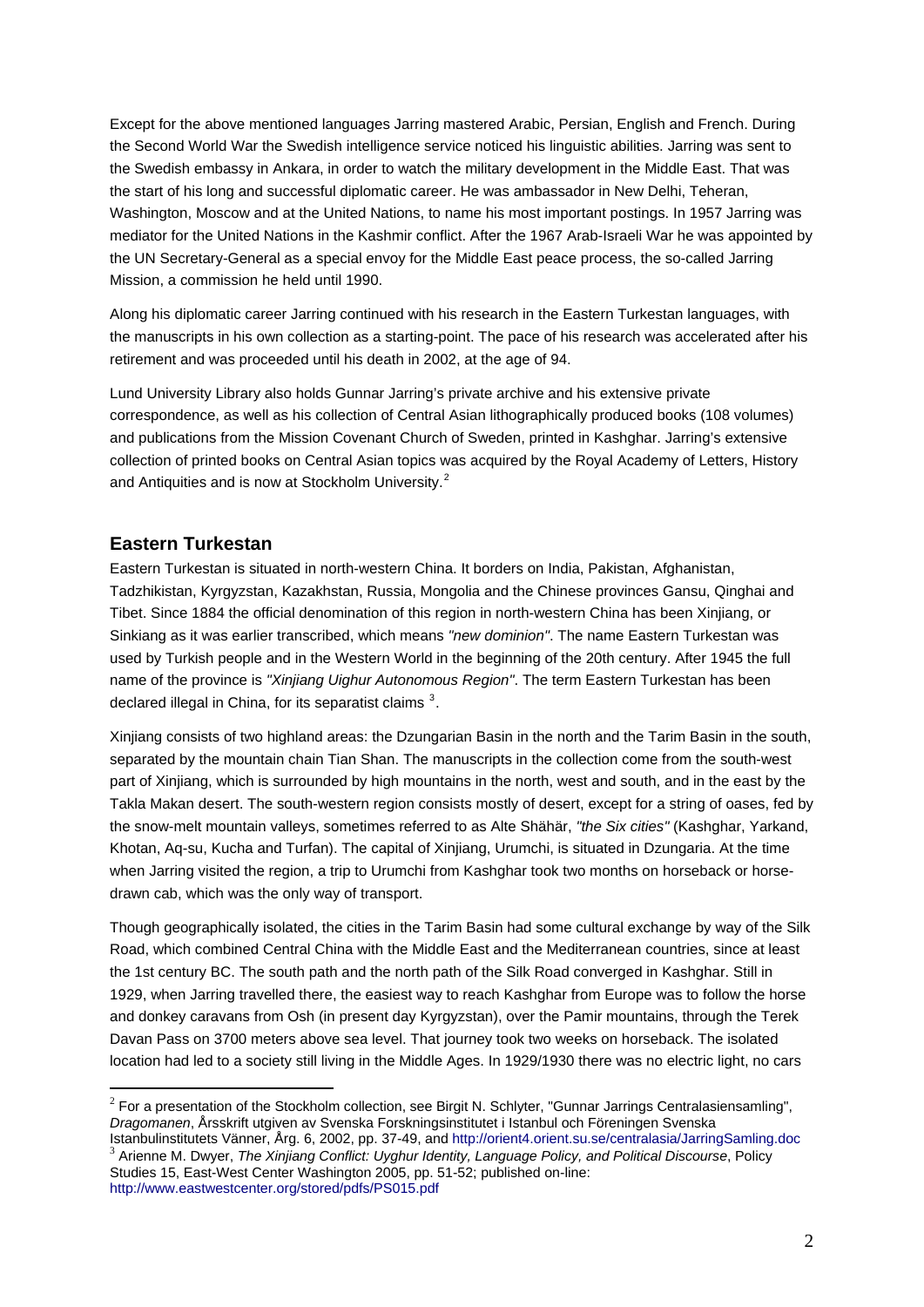Except for the above mentioned languages Jarring mastered Arabic, Persian, English and French. During the Second World War the Swedish intelligence service noticed his linguistic abilities. Jarring was sent to the Swedish embassy in Ankara, in order to watch the military development in the Middle East. That was the start of his long and successful diplomatic career. He was ambassador in New Delhi, Teheran, Washington, Moscow and at the United Nations, to name his most important postings. In 1957 Jarring was mediator for the United Nations in the Kashmir conflict. After the 1967 Arab-Israeli War he was appointed by the UN Secretary-General as a special envoy for the Middle East peace process, the so-called Jarring Mission, a commission he held until 1990.

Along his diplomatic career Jarring continued with his research in the Eastern Turkestan languages, with the manuscripts in his own collection as a starting-point. The pace of his research was accelerated after his retirement and was proceeded until his death in 2002, at the age of 94.

Lund University Library also holds Gunnar Jarring's private archive and his extensive private correspondence, as well as his collection of Central Asian lithographically produced books (108 volumes) and publications from the Mission Covenant Church of Sweden, printed in Kashghar. Jarring's extensive collection of printed books on Central Asian topics was acquired by the Royal Academy of Letters, History and Antiquities and is now at Stockholm University.[2]

## Eastern Turkestan

Eastern Turkestan is situated in north-western China. It borders on India, Pakistan, Afghanistan, Tadzhikistan, Kyrgyzstan, Kazakhstan, Russia, Mongolia and the Chinese provinces Gansu, Qinghai and Tibet. Since 1884 the official denomination of this region in north-western China has been Xinjiang, or Sinkiang as it was earlier transcribed, which means *"new dominion"*. The name Eastern Turkestan was used by Turkish people and in the Western World in the beginning of the 20th century. After 1945 the full name of the province is *"Xinjiang Uighur Autonomous Region"*. The term Eastern Turkestan has been declared illegal in China, for its separatist claims [3].

Xinjiang consists of two highland areas: the Dzungarian Basin in the north and the Tarim Basin in the south, separated by the mountain chain Tian Shan. The manuscripts in the collection come from the south-west part of Xinjiang, which is surrounded by high mountains in the north, west and south, and in the east by the Takla Makan desert. The south-western region consists mostly of desert, except for a string of oases, fed by the snow-melt mountain valleys, sometimes referred to as Alte Shähär, *"the Six cities"* (Kashghar, Yarkand, Khotan, Aq-su, Kucha and Turfan). The capital of Xinjiang, Urumchi, is situated in Dzungaria. At the time when Jarring visited the region, a trip to Urumchi from Kashghar took two months on horseback or horse-drawn cab, which was the only way of transport.

Though geographically isolated, the cities in the Tarim Basin had some cultural exchange by way of the Silk Road, which combined Central China with the Middle East and the Mediterranean countries, since at least the 1st century BC. The south path and the north path of the Silk Road converged in Kashghar. Still in 1929, when Jarring travelled there, the easiest way to reach Kashghar from Europe was to follow the horse and donkey caravans from Osh (in present day Kyrgyzstan), over the Pamir mountains, through the Terek Davan Pass on 3700 meters above sea level. That journey took two weeks on horseback. The isolated location had led to a society still living in the Middle Ages. In 1929/1930 there was no electric light, no cars

---

[2] For a presentation of the Stockholm collection, see Birgit N. Schlyter, "Gunnar Jarrings Centralasiensamling", *Dragomanen*, Årsskrift utgiven av Svenska Forskningsinstitutet i Istanbul och Föreningen Svenska Istanbulinstitutets Vänner, Årg. 6, 2002, pp. 37-49, and http://orient4.orient.su.se/centralasia/JarringSamling.doc

[3] Arienne M. Dwyer, *The Xinjiang Conflict: Uyghur Identity, Language Policy, and Political Discourse*, Policy Studies 15, East-West Center Washington 2005, pp. 51-52; published on-line: http://www.eastwestcenter.org/stored/pdfs/PS015.pdf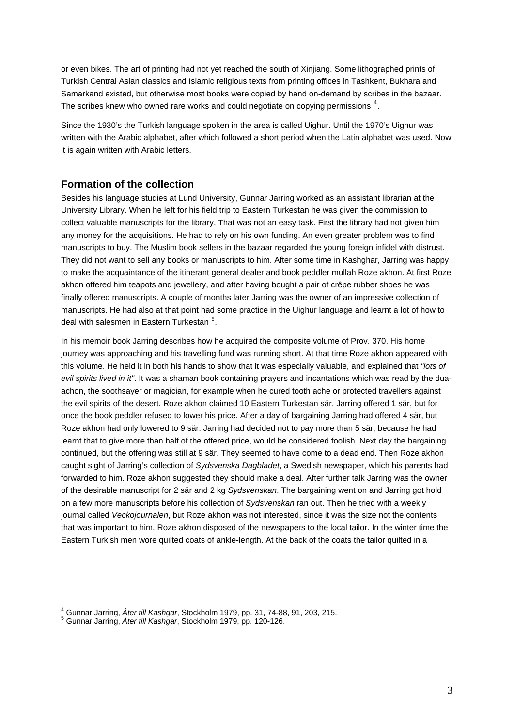or even bikes. The art of printing had not yet reached the south of Xinjiang. Some lithographed prints of Turkish Central Asian classics and Islamic religious texts from printing offices in Tashkent, Bukhara and Samarkand existed, but otherwise most books were copied by hand on-demand by scribes in the bazaar. The scribes knew who owned rare works and could negotiate on copying permissions [4].

Since the 1930's the Turkish language spoken in the area is called Uighur. Until the 1970's Uighur was written with the Arabic alphabet, after which followed a short period when the Latin alphabet was used. Now it is again written with Arabic letters.

## Formation of the collection

Besides his language studies at Lund University, Gunnar Jarring worked as an assistant librarian at the University Library. When he left for his field trip to Eastern Turkestan he was given the commission to collect valuable manuscripts for the library. That was not an easy task. First the library had not given him any money for the acquisitions. He had to rely on his own funding. An even greater problem was to find manuscripts to buy. The Muslim book sellers in the bazaar regarded the young foreign infidel with distrust. They did not want to sell any books or manuscripts to him. After some time in Kashghar, Jarring was happy to make the acquaintance of the itinerant general dealer and book peddler mullah Roze akhon. At first Roze akhon offered him teapots and jewellery, and after having bought a pair of crêpe rubber shoes he was finally offered manuscripts. A couple of months later Jarring was the owner of an impressive collection of manuscripts. He had also at that point had some practice in the Uighur language and learnt a lot of how to deal with salesmen in Eastern Turkestan [5].

In his memoir book Jarring describes how he acquired the composite volume of Prov. 370. His home journey was approaching and his travelling fund was running short. At that time Roze akhon appeared with this volume. He held it in both his hands to show that it was especially valuable, and explained that *"lots of evil spirits lived in it"*. It was a shaman book containing prayers and incantations which was read by the dua-achon, the soothsayer or magician, for example when he cured tooth ache or protected travellers against the evil spirits of the desert. Roze akhon claimed 10 Eastern Turkestan sär. Jarring offered 1 sär, but for once the book peddler refused to lower his price. After a day of bargaining Jarring had offered 4 sär, but Roze akhon had only lowered to 9 sär. Jarring had decided not to pay more than 5 sär, because he had learnt that to give more than half of the offered price, would be considered foolish. Next day the bargaining continued, but the offering was still at 9 sär. They seemed to have come to a dead end. Then Roze akhon caught sight of Jarring's collection of *Sydsvenska Dagbladet*, a Swedish newspaper, which his parents had forwarded to him. Roze akhon suggested they should make a deal. After further talk Jarring was the owner of the desirable manuscript for 2 sär and 2 kg *Sydsvenskan*. The bargaining went on and Jarring got hold on a few more manuscripts before his collection of *Sydsvenskan* ran out. Then he tried with a weekly journal called *Veckojournalen*, but Roze akhon was not interested, since it was the size not the contents that was important to him. Roze akhon disposed of the newspapers to the local tailor. In the winter time the Eastern Turkish men wore quilted coats of ankle-length. At the back of the coats the tailor quilted in a

---

[4] Gunnar Jarring, *Åter till Kashgar*, Stockholm 1979, pp. 31, 74-88, 91, 203, 215.

[5] Gunnar Jarring, *Åter till Kashgar*, Stockholm 1979, pp. 120-126.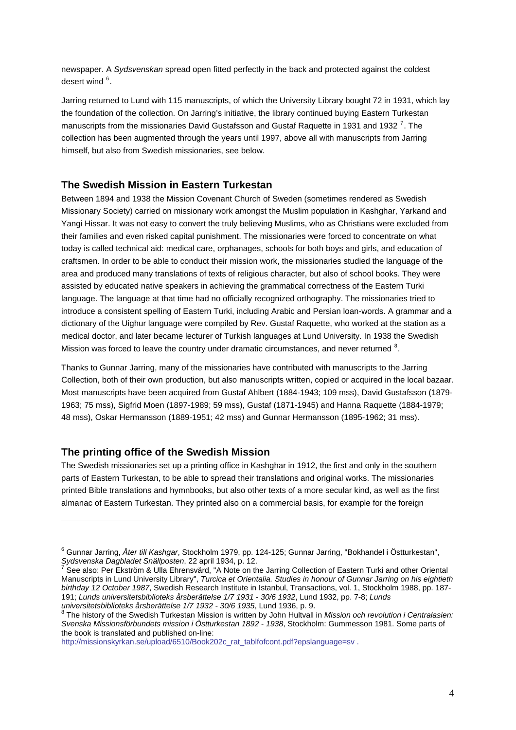newspaper. A *Sydsvenskan* spread open fitted perfectly in the back and protected against the coldest desert wind [6].

Jarring returned to Lund with 115 manuscripts, of which the University Library bought 72 in 1931, which lay the foundation of the collection. On Jarring's initiative, the library continued buying Eastern Turkestan manuscripts from the missionaries David Gustafsson and Gustaf Raquette in 1931 and 1932 [7]. The collection has been augmented through the years until 1997, above all with manuscripts from Jarring himself, but also from Swedish missionaries, see below.

## The Swedish Mission in Eastern Turkestan

Between 1894 and 1938 the Mission Covenant Church of Sweden (sometimes rendered as Swedish Missionary Society) carried on missionary work amongst the Muslim population in Kashghar, Yarkand and Yangi Hissar. It was not easy to convert the truly believing Muslims, who as Christians were excluded from their families and even risked capital punishment. The missionaries were forced to concentrate on what today is called technical aid: medical care, orphanages, schools for both boys and girls, and education of craftsmen. In order to be able to conduct their mission work, the missionaries studied the language of the area and produced many translations of texts of religious character, but also of school books. They were assisted by educated native speakers in achieving the grammatical correctness of the Eastern Turki language. The language at that time had no officially recognized orthography. The missionaries tried to introduce a consistent spelling of Eastern Turki, including Arabic and Persian loan-words. A grammar and a dictionary of the Uighur language were compiled by Rev. Gustaf Raquette, who worked at the station as a medical doctor, and later became lecturer of Turkish languages at Lund University. In 1938 the Swedish Mission was forced to leave the country under dramatic circumstances, and never returned [8].

Thanks to Gunnar Jarring, many of the missionaries have contributed with manuscripts to the Jarring Collection, both of their own production, but also manuscripts written, copied or acquired in the local bazaar. Most manuscripts have been acquired from Gustaf Ahlbert (1884-1943; 109 mss), David Gustafsson (1879-1963; 75 mss), Sigfrid Moen (1897-1989; 59 mss), Gustaf (1871-1945) and Hanna Raquette (1884-1979; 48 mss), Oskar Hermansson (1889-1951; 42 mss) and Gunnar Hermansson (1895-1962; 31 mss).

## The printing office of the Swedish Mission

The Swedish missionaries set up a printing office in Kashghar in 1912, the first and only in the southern parts of Eastern Turkestan, to be able to spread their translations and original works. The missionaries printed Bible translations and hymnbooks, but also other texts of a more secular kind, as well as the first almanac of Eastern Turkestan. They printed also on a commercial basis, for example for the foreign

---

[6] Gunnar Jarring, *Åter till Kashgar*, Stockholm 1979, pp. 124-125; Gunnar Jarring, "Bokhandel i Östturkestan", *Sydsvenska Dagbladet Snällposten*, 22 april 1934, p. 12.

[7] See also: Per Ekström & Ulla Ehrensvärd, "A Note on the Jarring Collection of Eastern Turki and other Oriental Manuscripts in Lund University Library", *Turcica et Orientalia. Studies in honour of Gunnar Jarring on his eightieth birthday 12 October 1987*, Swedish Research Institute in Istanbul, Transactions, vol. 1, Stockholm 1988, pp. 187-191; *Lunds universitetsbiblioteks årsberättelse 1/7 1931 - 30/6 1932*, Lund 1932, pp. 7-8; *Lunds universitetsbiblioteks årsberättelse 1/7 1932 - 30/6 1935*, Lund 1936, p. 9.

[8] The history of the Swedish Turkestan Mission is written by John Hultvall in *Mission och revolution i Centralasien: Svenska Missionsförbundets mission i Östturkestan 1892 - 1938*, Stockholm: Gummesson 1981. Some parts of the book is translated and published on-line: http://missionskyrkan.se/upload/6510/Book202c_rat_tablfofcont.pdf?epslanguage=sv .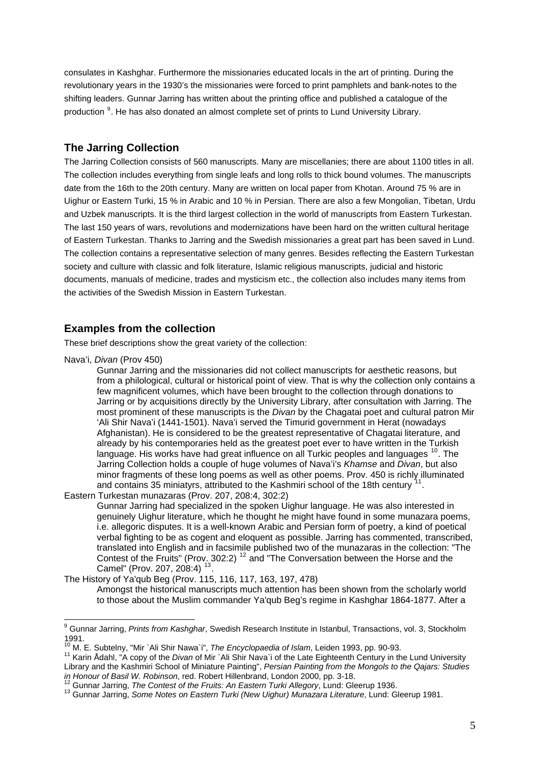consulates in Kashghar. Furthermore the missionaries educated locals in the art of printing. During the revolutionary years in the 1930's the missionaries were forced to print pamphlets and bank-notes to the shifting leaders. Gunnar Jarring has written about the printing office and published a catalogue of the production [9]. He has also donated an almost complete set of prints to Lund University Library.

## The Jarring Collection

The Jarring Collection consists of 560 manuscripts. Many are miscellanies; there are about 1100 titles in all. The collection includes everything from single leafs and long rolls to thick bound volumes. The manuscripts date from the 16th to the 20th century. Many are written on local paper from Khotan. Around 75 % are in Uighur or Eastern Turki, 15 % in Arabic and 10 % in Persian. There are also a few Mongolian, Tibetan, Urdu and Uzbek manuscripts. It is the third largest collection in the world of manuscripts from Eastern Turkestan. The last 150 years of wars, revolutions and modernizations have been hard on the written cultural heritage of Eastern Turkestan. Thanks to Jarring and the Swedish missionaries a great part has been saved in Lund. The collection contains a representative selection of many genres. Besides reflecting the Eastern Turkestan society and culture with classic and folk literature, Islamic religious manuscripts, judicial and historic documents, manuals of medicine, trades and mysticism etc., the collection also includes many items from the activities of the Swedish Mission in Eastern Turkestan.

## Examples from the collection

These brief descriptions show the great variety of the collection:

Nava'i, *Divan* (Prov 450)

> Gunnar Jarring and the missionaries did not collect manuscripts for aesthetic reasons, but from a philological, cultural or historical point of view. That is why the collection only contains a few magnificent volumes, which have been brought to the collection through donations to Jarring or by acquisitions directly by the University Library, after consultation with Jarring. The most prominent of these manuscripts is the *Divan* by the Chagatai poet and cultural patron Mir 'Ali Shir Nava'i (1441-1501). Nava'i served the Timurid government in Herat (nowadays Afghanistan). He is considered to be the greatest representative of Chagatai literature, and already by his contemporaries held as the greatest poet ever to have written in the Turkish language. His works have had great influence on all Turkic peoples and languages [10]. The Jarring Collection holds a couple of huge volumes of Nava'i's *Khamse* and *Divan*, but also minor fragments of these long poems as well as other poems. Prov. 450 is richly illuminated and contains 35 miniatyrs, attributed to the Kashmiri school of the 18th century [11].

Eastern Turkestan munazaras (Prov. 207, 208:4, 302:2)

> Gunnar Jarring had specialized in the spoken Uighur language. He was also interested in genuinely Uighur literature, which he thought he might have found in some munazara poems, i.e. allegoric disputes. It is a well-known Arabic and Persian form of poetry, a kind of poetical verbal fighting to be as cogent and eloquent as possible. Jarring has commented, transcribed, translated into English and in facsimile published two of the munazaras in the collection: "The Contest of the Fruits" (Prov. 302:2) [12] and "The Conversation between the Horse and the Camel" (Prov. 207, 208:4) [13].

The History of Ya'qub Beg (Prov. 115, 116, 117, 163, 197, 478)

> Amongst the historical manuscripts much attention has been shown from the scholarly world to those about the Muslim commander Ya'qub Beg's regime in Kashghar 1864-1877. After a

---

[9] Gunnar Jarring, *Prints from Kashghar*, Swedish Research Institute in Istanbul, Transactions, vol. 3, Stockholm 1991.

[10] M. E. Subtelny, "Mir `Ali Shir Nawa`i", *The Encyclopaedia of Islam*, Leiden 1993, pp. 90-93.

[11] Karin Ådahl, "A copy of the *Divan* of Mir `Ali Shir Nava`i of the Late Eighteenth Century in the Lund University Library and the Kashmiri School of Miniature Painting", *Persian Painting from the Mongols to the Qajars: Studies in Honour of Basil W. Robinson*, red. Robert Hillenbrand, London 2000, pp. 3-18.

[12] Gunnar Jarring, *The Contest of the Fruits: An Eastern Turki Allegory*, Lund: Gleerup 1936.

[13] Gunnar Jarring, *Some Notes on Eastern Turki (New Uighur) Munazara Literature*, Lund: Gleerup 1981.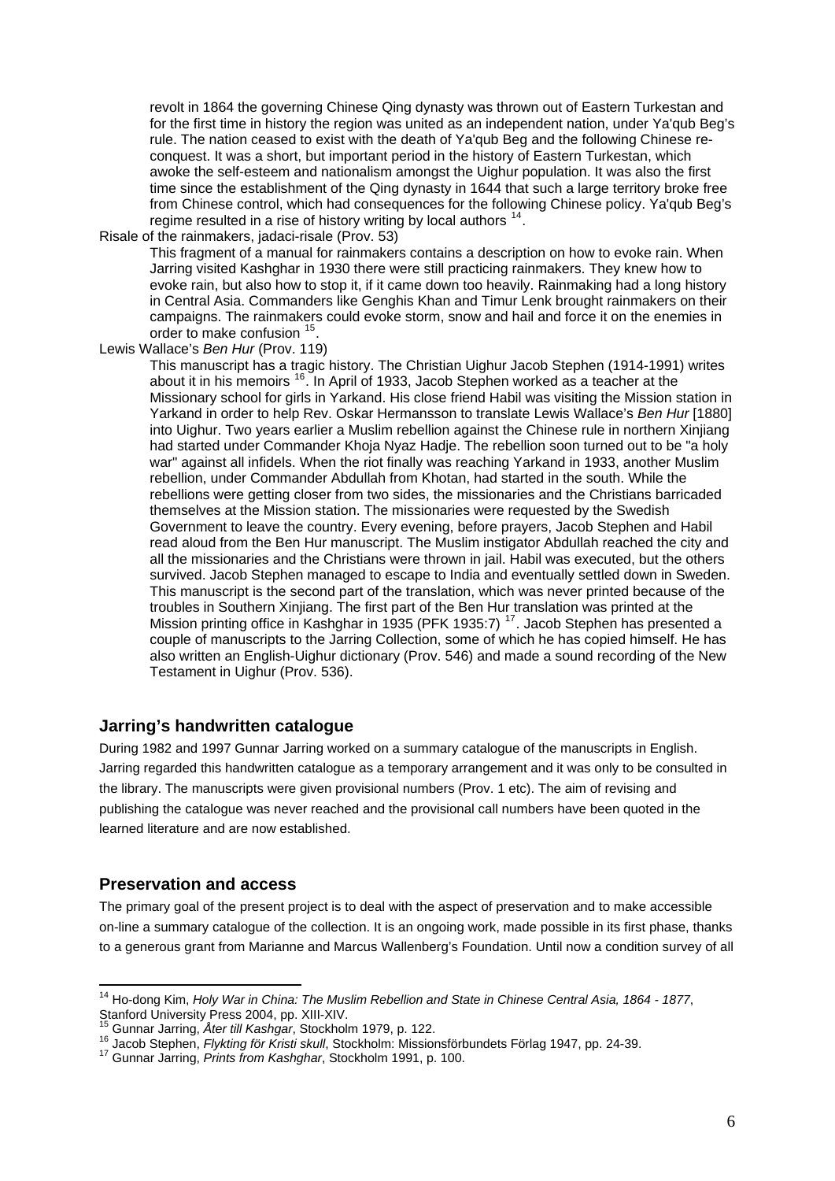revolt in 1864 the governing Chinese Qing dynasty was thrown out of Eastern Turkestan and for the first time in history the region was united as an independent nation, under Ya'qub Beg's rule. The nation ceased to exist with the death of Ya'qub Beg and the following Chinese re-conquest. It was a short, but important period in the history of Eastern Turkestan, which awoke the self-esteem and nationalism amongst the Uighur population. It was also the first time since the establishment of the Qing dynasty in 1644 that such a large territory broke free from Chinese control, which had consequences for the following Chinese policy. Ya'qub Beg's regime resulted in a rise of history writing by local authors [14].

Risale of the rainmakers, jadaci-risale (Prov. 53)

This fragment of a manual for rainmakers contains a description on how to evoke rain. When Jarring visited Kashghar in 1930 there were still practicing rainmakers. They knew how to evoke rain, but also how to stop it, if it came down too heavily. Rainmaking had a long history in Central Asia. Commanders like Genghis Khan and Timur Lenk brought rainmakers on their campaigns. The rainmakers could evoke storm, snow and hail and force it on the enemies in order to make confusion [15].

Lewis Wallace's *Ben Hur* (Prov. 119)

This manuscript has a tragic history. The Christian Uighur Jacob Stephen (1914-1991) writes about it in his memoirs [16]. In April of 1933, Jacob Stephen worked as a teacher at the Missionary school for girls in Yarkand. His close friend Habil was visiting the Mission station in Yarkand in order to help Rev. Oskar Hermansson to translate Lewis Wallace's *Ben Hur* [1880] into Uighur. Two years earlier a Muslim rebellion against the Chinese rule in northern Xinjiang had started under Commander Khoja Nyaz Hadje. The rebellion soon turned out to be "a holy war" against all infidels. When the riot finally was reaching Yarkand in 1933, another Muslim rebellion, under Commander Abdullah from Khotan, had started in the south. While the rebellions were getting closer from two sides, the missionaries and the Christians barricaded themselves at the Mission station. The missionaries were requested by the Swedish Government to leave the country. Every evening, before prayers, Jacob Stephen and Habil read aloud from the Ben Hur manuscript. The Muslim instigator Abdullah reached the city and all the missionaries and the Christians were thrown in jail. Habil was executed, but the others survived. Jacob Stephen managed to escape to India and eventually settled down in Sweden. This manuscript is the second part of the translation, which was never printed because of the troubles in Southern Xinjiang. The first part of the Ben Hur translation was printed at the Mission printing office in Kashghar in 1935 (PFK 1935:7) [17]. Jacob Stephen has presented a couple of manuscripts to the Jarring Collection, some of which he has copied himself. He has also written an English-Uighur dictionary (Prov. 546) and made a sound recording of the New Testament in Uighur (Prov. 536).

## Jarring's handwritten catalogue

During 1982 and 1997 Gunnar Jarring worked on a summary catalogue of the manuscripts in English. Jarring regarded this handwritten catalogue as a temporary arrangement and it was only to be consulted in the library. The manuscripts were given provisional numbers (Prov. 1 etc). The aim of revising and publishing the catalogue was never reached and the provisional call numbers have been quoted in the learned literature and are now established.

## Preservation and access

The primary goal of the present project is to deal with the aspect of preservation and to make accessible on-line a summary catalogue of the collection. It is an ongoing work, made possible in its first phase, thanks to a generous grant from Marianne and Marcus Wallenberg's Foundation. Until now a condition survey of all

---

[14] Ho-dong Kim, *Holy War in China: The Muslim Rebellion and State in Chinese Central Asia, 1864 - 1877*, Stanford University Press 2004, pp. XIII-XIV.

[15] Gunnar Jarring, *Åter till Kashgar*, Stockholm 1979, p. 122.

[16] Jacob Stephen, *Flykting för Kristi skull*, Stockholm: Missionsförbundets Förlag 1947, pp. 24-39.

[17] Gunnar Jarring, *Prints from Kashghar*, Stockholm 1991, p. 100.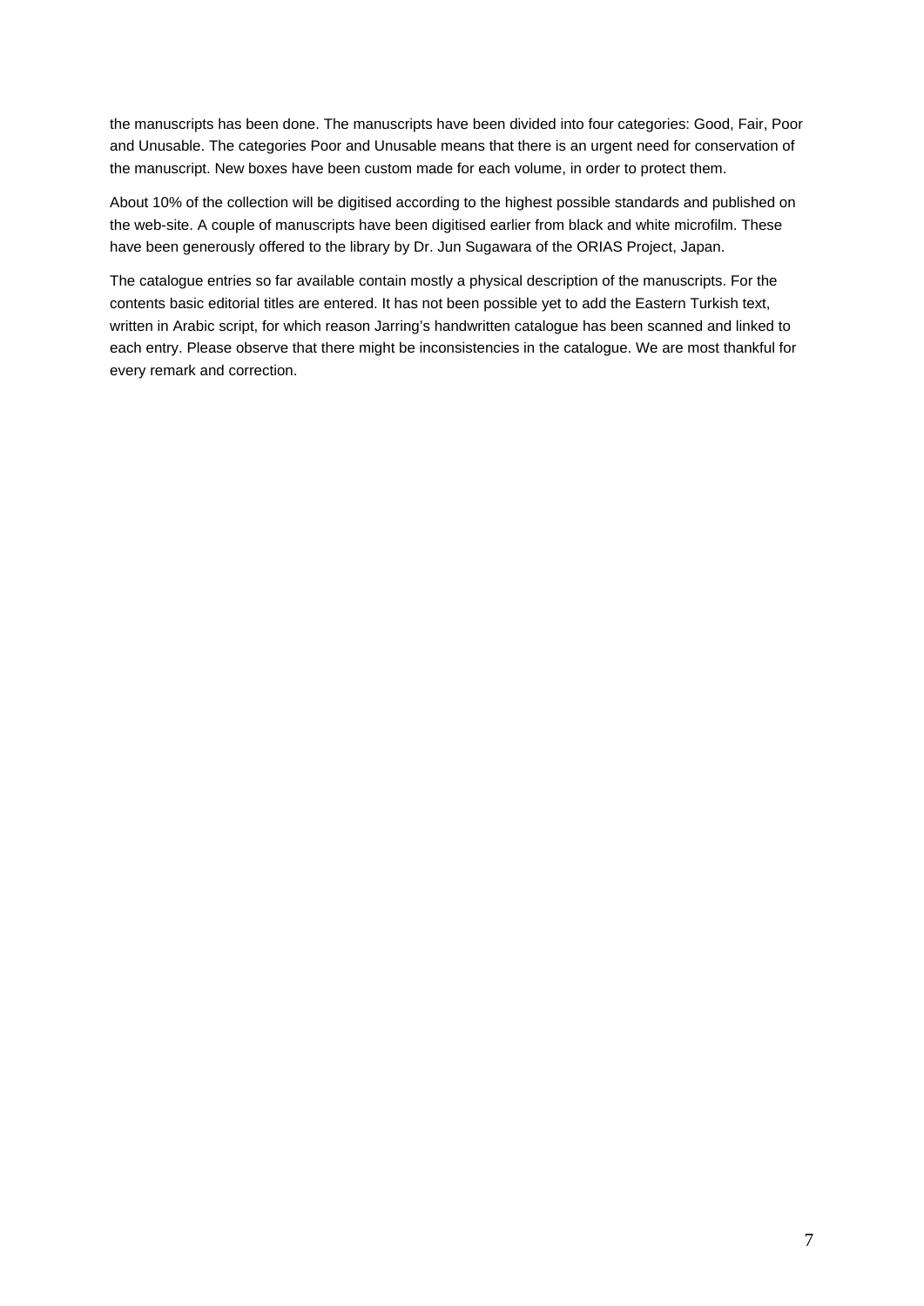the manuscripts has been done. The manuscripts have been divided into four categories: Good, Fair, Poor and Unusable. The categories Poor and Unusable means that there is an urgent need for conservation of the manuscript. New boxes have been custom made for each volume, in order to protect them.

About 10% of the collection will be digitised according to the highest possible standards and published on the web-site. A couple of manuscripts have been digitised earlier from black and white microfilm. These have been generously offered to the library by Dr. Jun Sugawara of the ORIAS Project, Japan.

The catalogue entries so far available contain mostly a physical description of the manuscripts. For the contents basic editorial titles are entered. It has not been possible yet to add the Eastern Turkish text, written in Arabic script, for which reason Jarring's handwritten catalogue has been scanned and linked to each entry. Please observe that there might be inconsistencies in the catalogue. We are most thankful for every remark and correction.